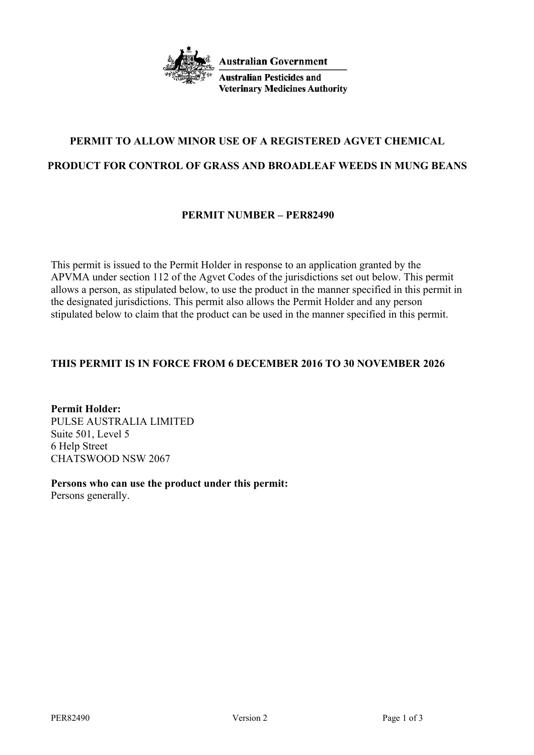**Australian Government**

**Australian Pesticides and Veterinary Medicines Authority**

# PERMIT TO ALLOW MINOR USE OF A REGISTERED AGVET CHEMICAL PRODUCT FOR CONTROL OF GRASS AND BROADLEAF WEEDS IN MUNG BEANS

## PERMIT NUMBER – PER82490

This permit is issued to the Permit Holder in response to an application granted by the APVMA under section 112 of the Agvet Codes of the jurisdictions set out below. This permit allows a person, as stipulated below, to use the product in the manner specified in this permit in the designated jurisdictions. This permit also allows the Permit Holder and any person stipulated below to claim that the product can be used in the manner specified in this permit.

**THIS PERMIT IS IN FORCE FROM 6 DECEMBER 2016 TO 30 NOVEMBER 2026**

**Permit Holder:**
PULSE AUSTRALIA LIMITED
Suite 501, Level 5
6 Help Street
CHATSWOOD NSW 2067

**Persons who can use the product under this permit:**
Persons generally.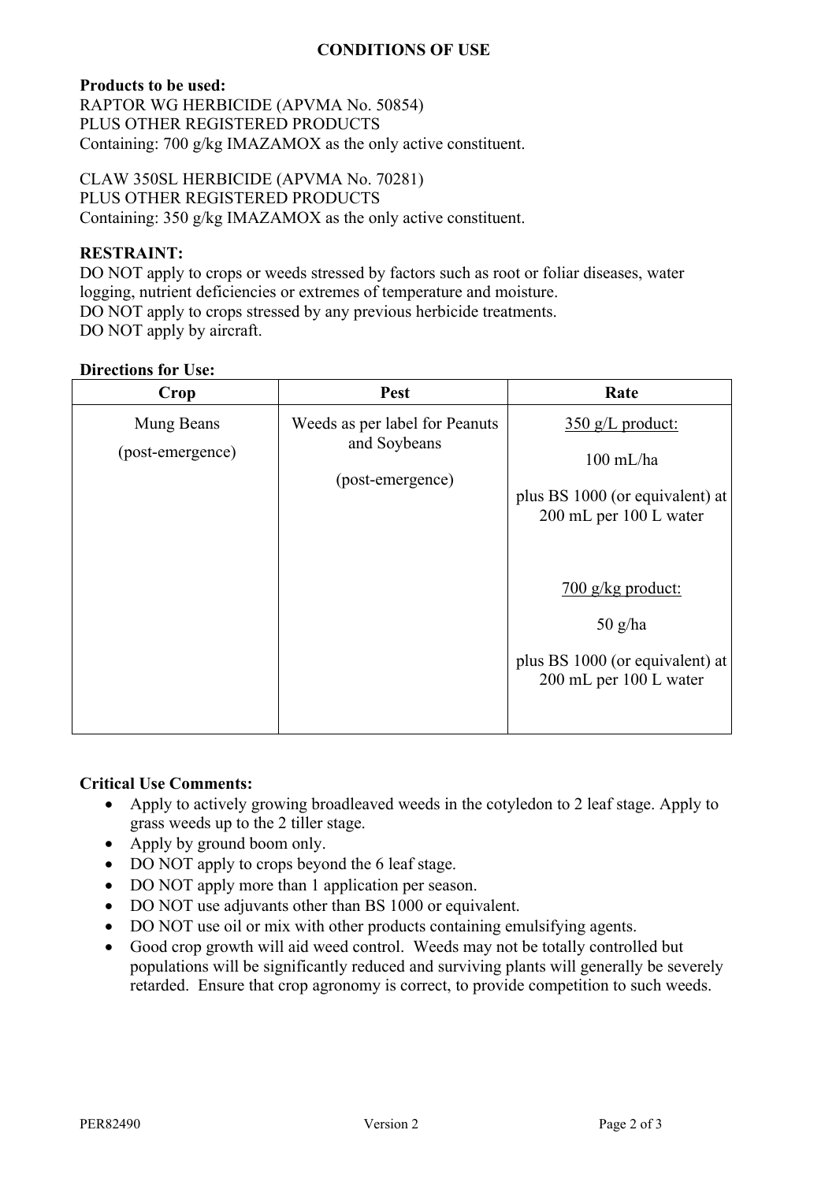## CONDITIONS OF USE

**Products to be used:**
RAPTOR WG HERBICIDE (APVMA No. 50854)
PLUS OTHER REGISTERED PRODUCTS
Containing: 700 g/kg IMAZAMOX as the only active constituent.

CLAW 350SL HERBICIDE (APVMA No. 70281)
PLUS OTHER REGISTERED PRODUCTS
Containing: 350 g/kg IMAZAMOX as the only active constituent.

**RESTRAINT:**
DO NOT apply to crops or weeds stressed by factors such as root or foliar diseases, water logging, nutrient deficiencies or extremes of temperature and moisture.
DO NOT apply to crops stressed by any previous herbicide treatments.
DO NOT apply by aircraft.

**Directions for Use:**

| Crop | Pest | Rate |
|---|---|---|
| Mung Beans<br>(post-emergence) | Weeds as per label for Peanuts and Soybeans<br>(post-emergence) | <u>350 g/L product:</u><br>100 mL/ha<br>plus BS 1000 (or equivalent) at 200 mL per 100 L water<br><br><u>700 g/kg product:</u><br>50 g/ha<br>plus BS 1000 (or equivalent) at 200 mL per 100 L water |

**Critical Use Comments:**

- Apply to actively growing broadleaved weeds in the cotyledon to 2 leaf stage. Apply to grass weeds up to the 2 tiller stage.
- Apply by ground boom only.
- DO NOT apply to crops beyond the 6 leaf stage.
- DO NOT apply more than 1 application per season.
- DO NOT use adjuvants other than BS 1000 or equivalent.
- DO NOT use oil or mix with other products containing emulsifying agents.
- Good crop growth will aid weed control. Weeds may not be totally controlled but populations will be significantly reduced and surviving plants will generally be severely retarded. Ensure that crop agronomy is correct, to provide competition to such weeds.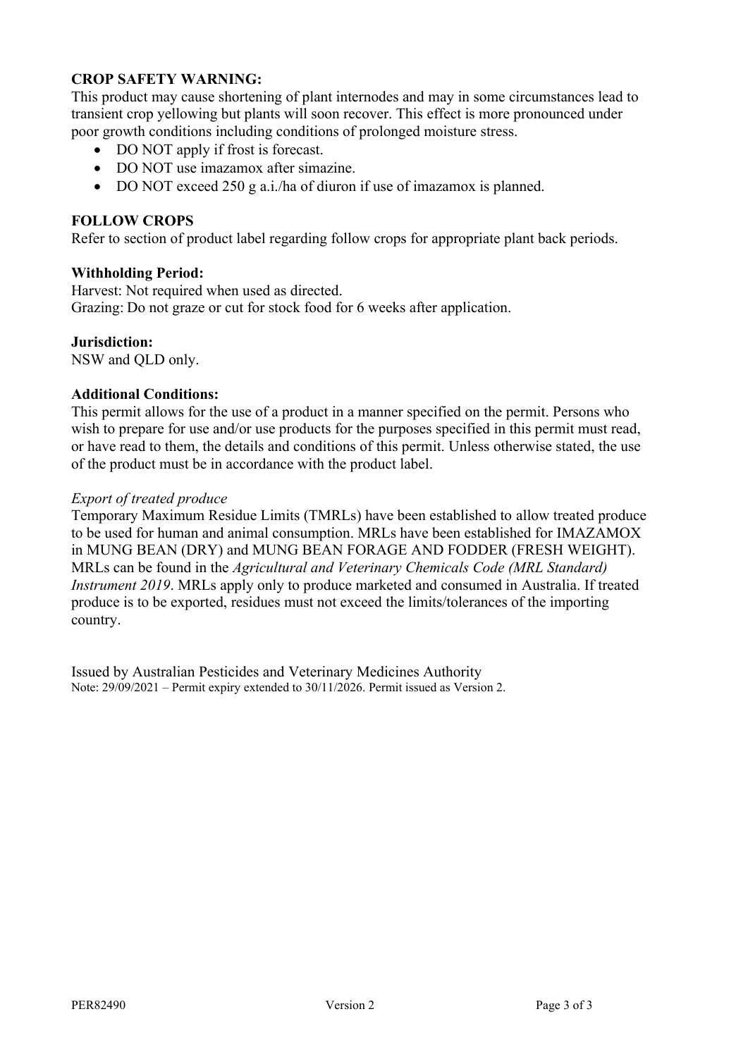**CROP SAFETY WARNING:**

This product may cause shortening of plant internodes and may in some circumstances lead to transient crop yellowing but plants will soon recover. This effect is more pronounced under poor growth conditions including conditions of prolonged moisture stress.

- DO NOT apply if frost is forecast.
- DO NOT use imazamox after simazine.
- DO NOT exceed 250 g a.i./ha of diuron if use of imazamox is planned.

**FOLLOW CROPS**

Refer to section of product label regarding follow crops for appropriate plant back periods.

**Withholding Period:**

Harvest: Not required when used as directed.
Grazing: Do not graze or cut for stock food for 6 weeks after application.

**Jurisdiction:**

NSW and QLD only.

**Additional Conditions:**

This permit allows for the use of a product in a manner specified on the permit. Persons who wish to prepare for use and/or use products for the purposes specified in this permit must read, or have read to them, the details and conditions of this permit. Unless otherwise stated, the use of the product must be in accordance with the product label.

*Export of treated produce*

Temporary Maximum Residue Limits (TMRLs) have been established to allow treated produce to be used for human and animal consumption. MRLs have been established for IMAZAMOX in MUNG BEAN (DRY) and MUNG BEAN FORAGE AND FODDER (FRESH WEIGHT). MRLs can be found in the *Agricultural and Veterinary Chemicals Code (MRL Standard) Instrument 2019*. MRLs apply only to produce marketed and consumed in Australia. If treated produce is to be exported, residues must not exceed the limits/tolerances of the importing country.

Issued by Australian Pesticides and Veterinary Medicines Authority

Note: 29/09/2021 – Permit expiry extended to 30/11/2026. Permit issued as Version 2.